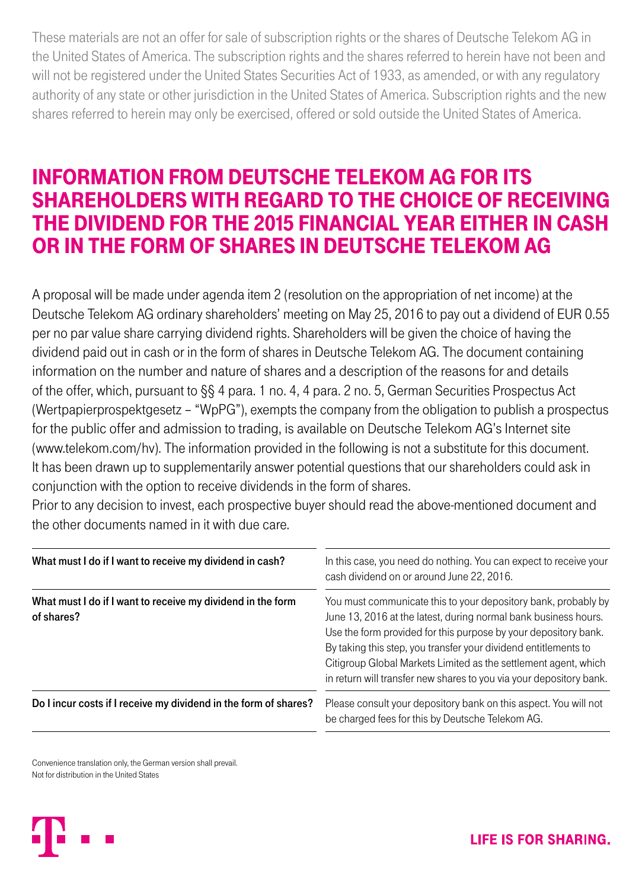These materials are not an offer for sale of subscription rights or the shares of Deutsche Telekom AG in the United States of America. The subscription rights and the shares referred to herein have not been and will not be registered under the United States Securities Act of 1933, as amended, or with any regulatory authority of any state or other jurisdiction in the United States of America. Subscription rights and the new shares referred to herein may only be exercised, offered or sold outside the United States of America.

# INFORMATION FROM DEUTSCHE TELEKOM AG FOR ITS SHAREHOLDERS WITH REGARD TO THE CHOICE OF RECEIVING THE DIVIDEND FOR THE 2015 FINANCIAL YEAR EITHER IN CASH OR IN THE FORM OF SHARES IN DEUTSCHE TELEKOM AG

A proposal will be made under agenda item 2 (resolution on the appropriation of net income) at the Deutsche Telekom AG ordinary shareholders' meeting on May 25, 2016 to pay out a dividend of EUR 0.55 per no par value share carrying dividend rights. Shareholders will be given the choice of having the dividend paid out in cash or in the form of shares in Deutsche Telekom AG. The document containing information on the number and nature of shares and a description of the reasons for and details of the offer, which, pursuant to §§ 4 para. 1 no. 4, 4 para. 2 no. 5, German Securities Prospectus Act (Wertpapierprospektgesetz – "WpPG"), exempts the company from the obligation to publish a prospectus for the public offer and admission to trading, is available on Deutsche Telekom AG's Internet site (www.telekom.com/hv). The information provided in the following is not a substitute for this document. It has been drawn up to supplementarily answer potential questions that our shareholders could ask in conjunction with the option to receive dividends in the form of shares.

Prior to any decision to invest, each prospective buyer should read the above-mentioned document and the other documents named in it with due care.

| | |
|---|---|
| **What must I do if I want to receive my dividend in cash?** | In this case, you need do nothing. You can expect to receive your cash dividend on or around June 22, 2016. |
| **What must I do if I want to receive my dividend in the form of shares?** | You must communicate this to your depository bank, probably by June 13, 2016 at the latest, during normal bank business hours. Use the form provided for this purpose by your depository bank. By taking this step, you transfer your dividend entitlements to Citigroup Global Markets Limited as the settlement agent, which in return will transfer new shares to you via your depository bank. |
| **Do I incur costs if I receive my dividend in the form of shares?** | Please consult your depository bank on this aspect. You will not be charged fees for this by Deutsche Telekom AG. |

Convenience translation only, the German version shall prevail.
Not for distribution in the United States

LIFE IS FOR SHARING.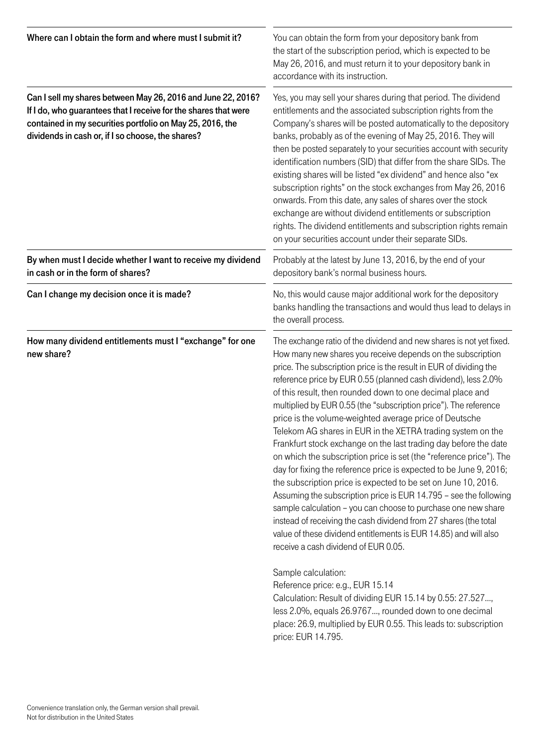**Where can I obtain the form and where must I submit it?**

You can obtain the form from your depository bank from the start of the subscription period, which is expected to be May 26, 2016, and must return it to your depository bank in accordance with its instruction.

**Can I sell my shares between May 26, 2016 and June 22, 2016? If I do, who guarantees that I receive for the shares that were contained in my securities portfolio on May 25, 2016, the dividends in cash or, if I so choose, the shares?**

Yes, you may sell your shares during that period. The dividend entitlements and the associated subscription rights from the Company's shares will be posted automatically to the depository banks, probably as of the evening of May 25, 2016. They will then be posted separately to your securities account with security identification numbers (SID) that differ from the share SIDs. The existing shares will be listed "ex dividend" and hence also "ex subscription rights" on the stock exchanges from May 26, 2016 onwards. From this date, any sales of shares over the stock exchange are without dividend entitlements or subscription rights. The dividend entitlements and subscription rights remain on your securities account under their separate SIDs.

**By when must I decide whether I want to receive my dividend in cash or in the form of shares?**

Probably at the latest by June 13, 2016, by the end of your depository bank's normal business hours.

**Can I change my decision once it is made?**

No, this would cause major additional work for the depository banks handling the transactions and would thus lead to delays in the overall process.

**How many dividend entitlements must I "exchange" for one new share?**

The exchange ratio of the dividend and new shares is not yet fixed. How many new shares you receive depends on the subscription price. The subscription price is the result in EUR of dividing the reference price by EUR 0.55 (planned cash dividend), less 2.0% of this result, then rounded down to one decimal place and multiplied by EUR 0.55 (the "subscription price"). The reference price is the volume-weighted average price of Deutsche Telekom AG shares in EUR in the XETRA trading system on the Frankfurt stock exchange on the last trading day before the date on which the subscription price is set (the "reference price"). The day for fixing the reference price is expected to be June 9, 2016; the subscription price is expected to be set on June 10, 2016. Assuming the subscription price is EUR 14.795 – see the following sample calculation – you can choose to purchase one new share instead of receiving the cash dividend from 27 shares (the total value of these dividend entitlements is EUR 14.85) and will also receive a cash dividend of EUR 0.05.

Sample calculation:
Reference price: e.g., EUR 15.14
Calculation: Result of dividing EUR 15.14 by 0.55: 27.527..., less 2.0%, equals 26.9767..., rounded down to one decimal place: 26.9, multiplied by EUR 0.55. This leads to: subscription price: EUR 14.795.

Convenience translation only, the German version shall prevail.
Not for distribution in the United States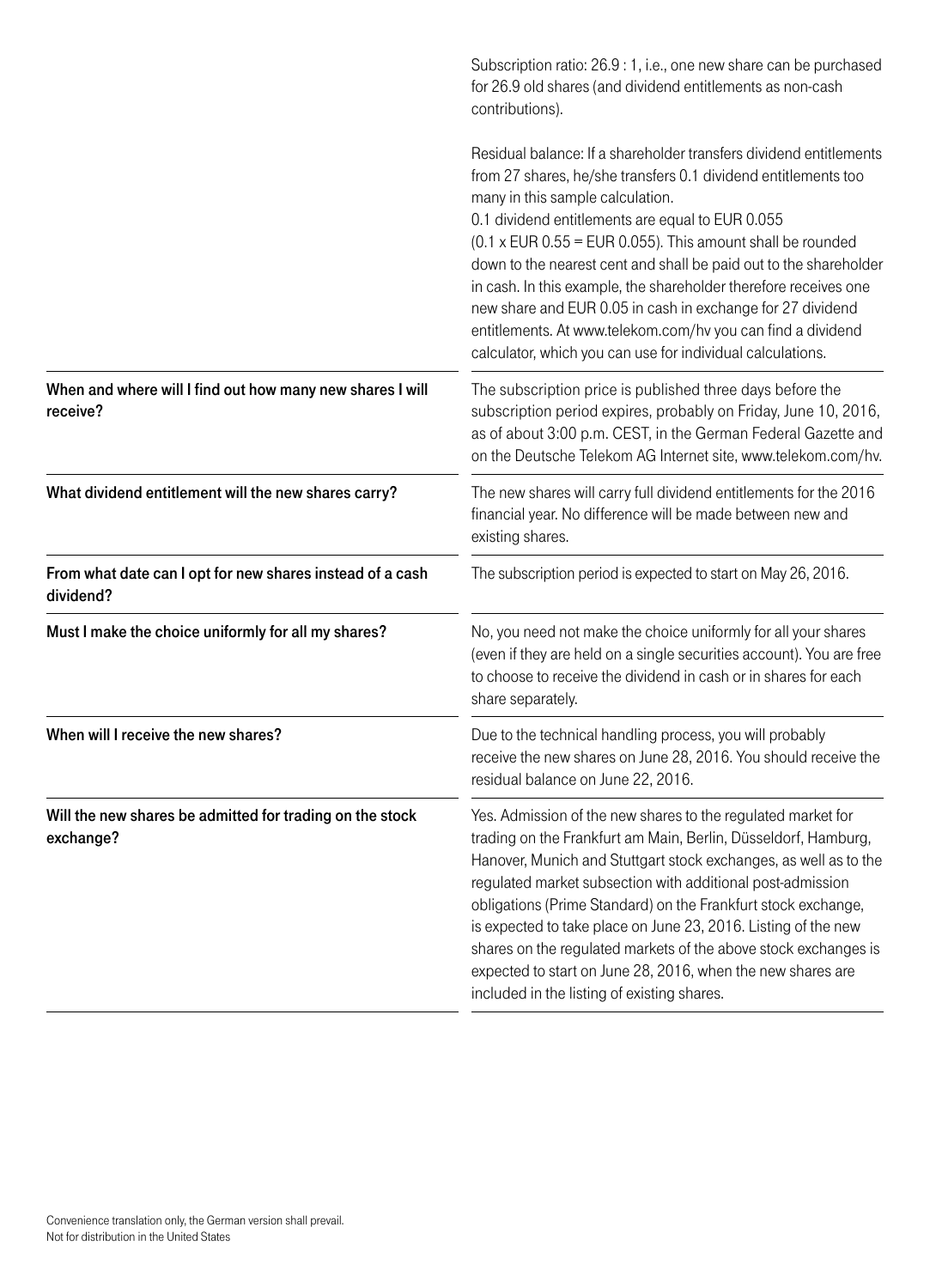| | |
|---|---|
| | Subscription ratio: 26.9 : 1, i.e., one new share can be purchased for 26.9 old shares (and dividend entitlements as non-cash contributions).<br><br>Residual balance: If a shareholder transfers dividend entitlements from 27 shares, he/she transfers 0.1 dividend entitlements too many in this sample calculation.<br>0.1 dividend entitlements are equal to EUR 0.055<br>(0.1 x EUR 0.55 = EUR 0.055). This amount shall be rounded down to the nearest cent and shall be paid out to the shareholder in cash. In this example, the shareholder therefore receives one new share and EUR 0.05 in cash in exchange for 27 dividend entitlements. At www.telekom.com/hv you can find a dividend calculator, which you can use for individual calculations. |
| **When and where will I find out how many new shares I will receive?** | The subscription price is published three days before the subscription period expires, probably on Friday, June 10, 2016, as of about 3:00 p.m. CEST, in the German Federal Gazette and on the Deutsche Telekom AG Internet site, www.telekom.com/hv. |
| **What dividend entitlement will the new shares carry?** | The new shares will carry full dividend entitlements for the 2016 financial year. No difference will be made between new and existing shares. |
| **From what date can I opt for new shares instead of a cash dividend?** | The subscription period is expected to start on May 26, 2016. |
| **Must I make the choice uniformly for all my shares?** | No, you need not make the choice uniformly for all your shares (even if they are held on a single securities account). You are free to choose to receive the dividend in cash or in shares for each share separately. |
| **When will I receive the new shares?** | Due to the technical handling process, you will probably receive the new shares on June 28, 2016. You should receive the residual balance on June 22, 2016. |
| **Will the new shares be admitted for trading on the stock exchange?** | Yes. Admission of the new shares to the regulated market for trading on the Frankfurt am Main, Berlin, Düsseldorf, Hamburg, Hanover, Munich and Stuttgart stock exchanges, as well as to the regulated market subsection with additional post-admission obligations (Prime Standard) on the Frankfurt stock exchange, is expected to take place on June 23, 2016. Listing of the new shares on the regulated markets of the above stock exchanges is expected to start on June 28, 2016, when the new shares are included in the listing of existing shares. |

Convenience translation only, the German version shall prevail.
Not for distribution in the United States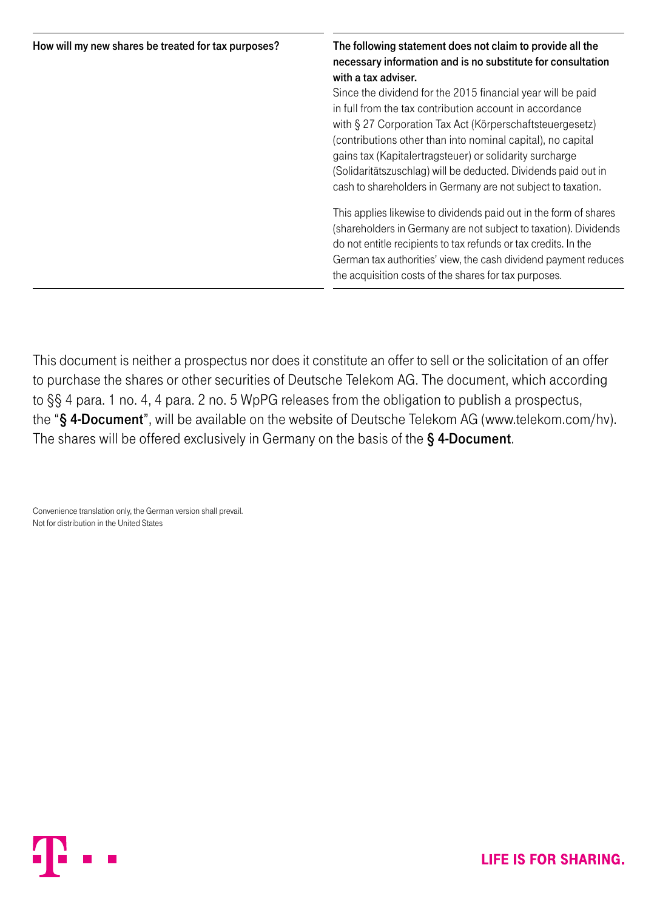| | |
|---|---|
| **How will my new shares be treated for tax purposes?** | **The following statement does not claim to provide all the necessary information and is no substitute for consultation with a tax adviser.**<br>Since the dividend for the 2015 financial year will be paid in full from the tax contribution account in accordance with § 27 Corporation Tax Act (Körperschaftsteuergesetz) (contributions other than into nominal capital), no capital gains tax (Kapitalertragsteuer) or solidarity surcharge (Solidaritätszuschlag) will be deducted. Dividends paid out in cash to shareholders in Germany are not subject to taxation.<br><br>This applies likewise to dividends paid out in the form of shares (shareholders in Germany are not subject to taxation). Dividends do not entitle recipients to tax refunds or tax credits. In the German tax authorities' view, the cash dividend payment reduces the acquisition costs of the shares for tax purposes. |

This document is neither a prospectus nor does it constitute an offer to sell or the solicitation of an offer to purchase the shares or other securities of Deutsche Telekom AG. The document, which according to §§ 4 para. 1 no. 4, 4 para. 2 no. 5 WpPG releases from the obligation to publish a prospectus, the "**§ 4-Document**", will be available on the website of Deutsche Telekom AG (www.telekom.com/hv). The shares will be offered exclusively in Germany on the basis of the **§ 4-Document**.

Convenience translation only, the German version shall prevail.
Not for distribution in the United States

LIFE IS FOR SHARING.